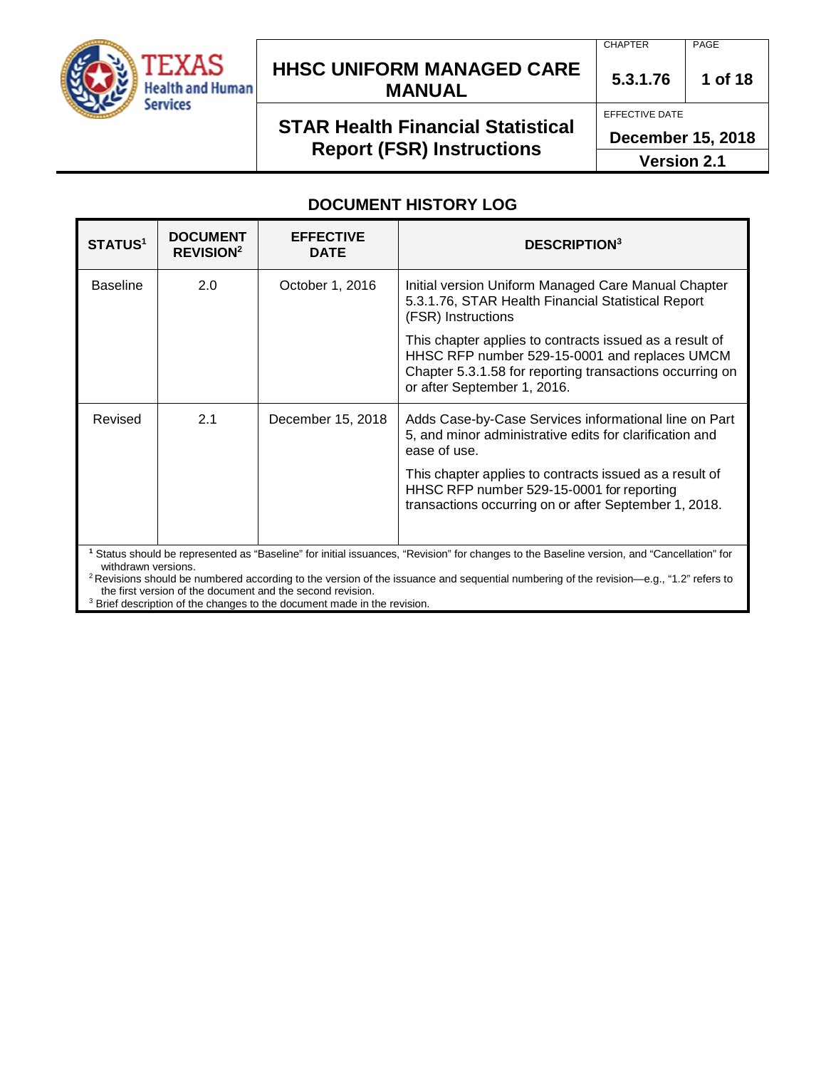# HHSC UNIFORM MANAGED CARE MANUAL

| CHAPTER | PAGE |
|---|---|
| 5.3.1.76 | 1 of 18 |

## STAR Health Financial Statistical Report (FSR) Instructions

EFFECTIVE DATE
**December 15, 2018**
**Version 2.1**

## DOCUMENT HISTORY LOG

| STATUS[1] | DOCUMENT REVISION[2] | EFFECTIVE DATE | DESCRIPTION[3] |
|---|---|---|---|
| Baseline | 2.0 | October 1, 2016 | Initial version Uniform Managed Care Manual Chapter 5.3.1.76, STAR Health Financial Statistical Report (FSR) Instructions<br><br>This chapter applies to contracts issued as a result of HHSC RFP number 529-15-0001 and replaces UMCM Chapter 5.3.1.58 for reporting transactions occurring on or after September 1, 2016. |
| Revised | 2.1 | December 15, 2018 | Adds Case-by-Case Services informational line on Part 5, and minor administrative edits for clarification and ease of use.<br><br>This chapter applies to contracts issued as a result of HHSC RFP number 529-15-0001 for reporting transactions occurring on or after September 1, 2018. |

[1] Status should be represented as "Baseline" for initial issuances, "Revision" for changes to the Baseline version, and "Cancellation" for withdrawn versions.
[2] Revisions should be numbered according to the version of the issuance and sequential numbering of the revision—e.g., "1.2" refers to the first version of the document and the second revision.
[3] Brief description of the changes to the document made in the revision.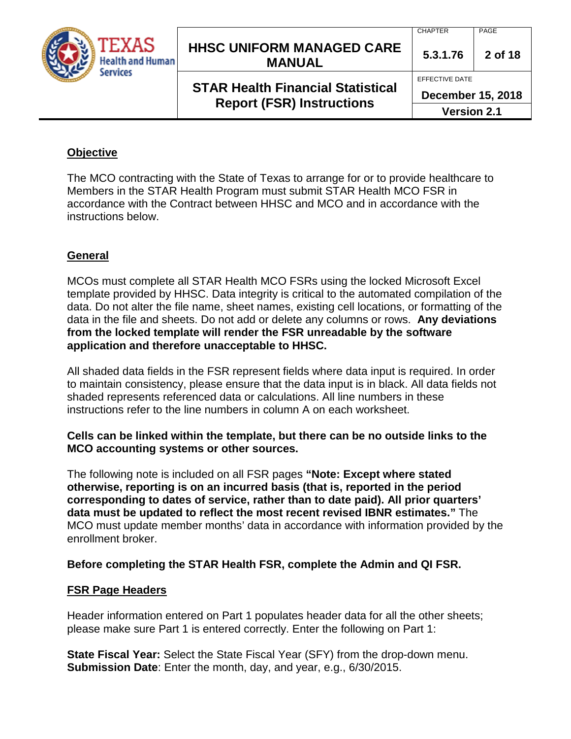## Objective

The MCO contracting with the State of Texas to arrange for or to provide healthcare to Members in the STAR Health Program must submit STAR Health MCO FSR in accordance with the Contract between HHSC and MCO and in accordance with the instructions below.

## General

MCOs must complete all STAR Health MCO FSRs using the locked Microsoft Excel template provided by HHSC. Data integrity is critical to the automated compilation of the data. Do not alter the file name, sheet names, existing cell locations, or formatting of the data in the file and sheets. Do not add or delete any columns or rows. **Any deviations from the locked template will render the FSR unreadable by the software application and therefore unacceptable to HHSC.**

All shaded data fields in the FSR represent fields where data input is required. In order to maintain consistency, please ensure that the data input is in black. All data fields not shaded represents referenced data or calculations. All line numbers in these instructions refer to the line numbers in column A on each worksheet.

**Cells can be linked within the template, but there can be no outside links to the MCO accounting systems or other sources.**

The following note is included on all FSR pages **"Note: Except where stated otherwise, reporting is on an incurred basis (that is, reported in the period corresponding to dates of service, rather than to date paid). All prior quarters' data must be updated to reflect the most recent revised IBNR estimates."** The MCO must update member months' data in accordance with information provided by the enrollment broker.

**Before completing the STAR Health FSR, complete the Admin and QI FSR.**

## FSR Page Headers

Header information entered on Part 1 populates header data for all the other sheets; please make sure Part 1 is entered correctly. Enter the following on Part 1:

**State Fiscal Year:** Select the State Fiscal Year (SFY) from the drop-down menu.
**Submission Date**: Enter the month, day, and year, e.g., 6/30/2015.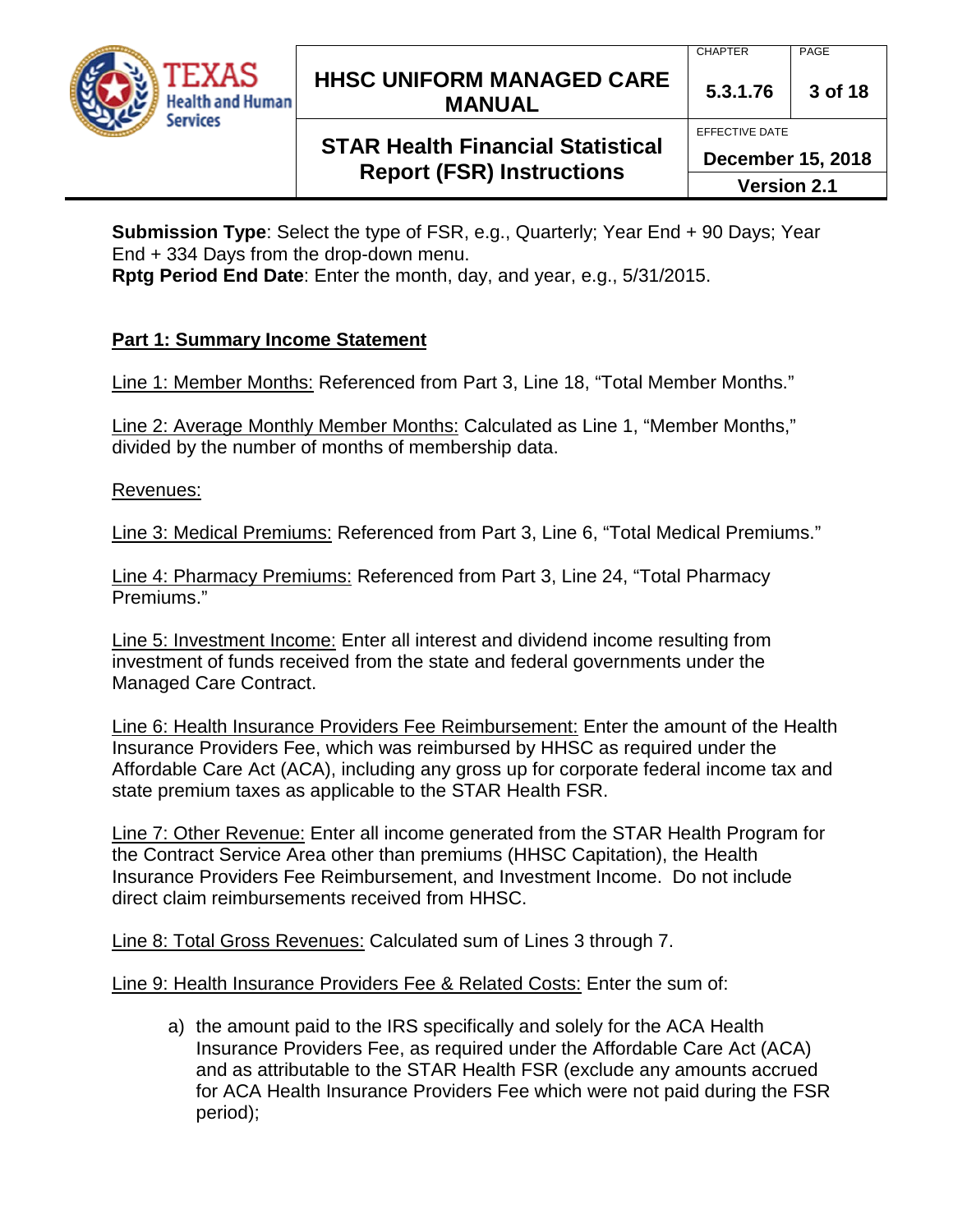**Submission Type**: Select the type of FSR, e.g., Quarterly; Year End + 90 Days; Year End + 334 Days from the drop-down menu.
**Rptg Period End Date**: Enter the month, day, and year, e.g., 5/31/2015.

## Part 1: Summary Income Statement

Line 1: Member Months: Referenced from Part 3, Line 18, "Total Member Months."

Line 2: Average Monthly Member Months: Calculated as Line 1, "Member Months," divided by the number of months of membership data.

Revenues:

Line 3: Medical Premiums: Referenced from Part 3, Line 6, "Total Medical Premiums."

Line 4: Pharmacy Premiums: Referenced from Part 3, Line 24, "Total Pharmacy Premiums."

Line 5: Investment Income: Enter all interest and dividend income resulting from investment of funds received from the state and federal governments under the Managed Care Contract.

Line 6: Health Insurance Providers Fee Reimbursement: Enter the amount of the Health Insurance Providers Fee, which was reimbursed by HHSC as required under the Affordable Care Act (ACA), including any gross up for corporate federal income tax and state premium taxes as applicable to the STAR Health FSR.

Line 7: Other Revenue: Enter all income generated from the STAR Health Program for the Contract Service Area other than premiums (HHSC Capitation), the Health Insurance Providers Fee Reimbursement, and Investment Income. Do not include direct claim reimbursements received from HHSC.

Line 8: Total Gross Revenues: Calculated sum of Lines 3 through 7.

Line 9: Health Insurance Providers Fee & Related Costs: Enter the sum of:

a) the amount paid to the IRS specifically and solely for the ACA Health Insurance Providers Fee, as required under the Affordable Care Act (ACA) and as attributable to the STAR Health FSR (exclude any amounts accrued for ACA Health Insurance Providers Fee which were not paid during the FSR period);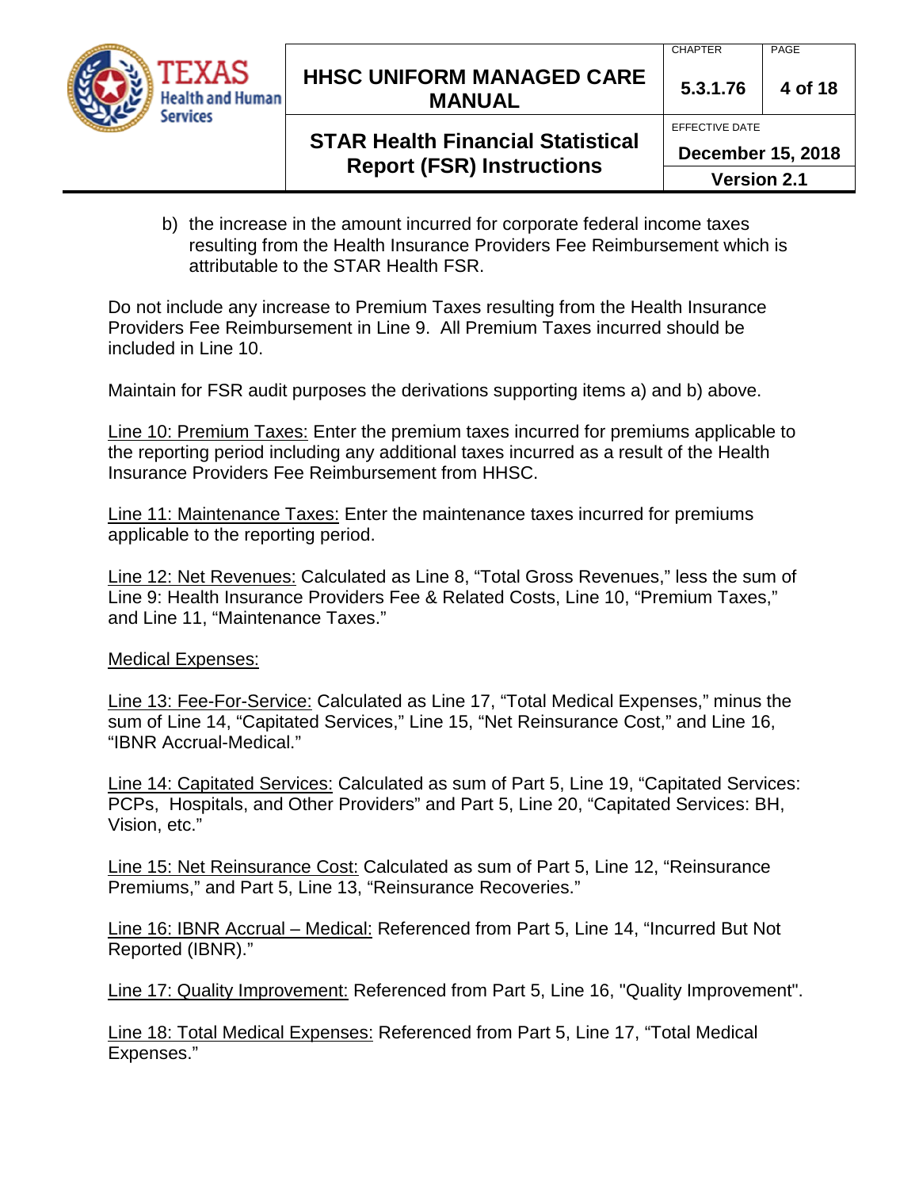b) the increase in the amount incurred for corporate federal income taxes resulting from the Health Insurance Providers Fee Reimbursement which is attributable to the STAR Health FSR.

Do not include any increase to Premium Taxes resulting from the Health Insurance Providers Fee Reimbursement in Line 9. All Premium Taxes incurred should be included in Line 10.

Maintain for FSR audit purposes the derivations supporting items a) and b) above.

<u>Line 10: Premium Taxes:</u> Enter the premium taxes incurred for premiums applicable to the reporting period including any additional taxes incurred as a result of the Health Insurance Providers Fee Reimbursement from HHSC.

<u>Line 11: Maintenance Taxes:</u> Enter the maintenance taxes incurred for premiums applicable to the reporting period.

<u>Line 12: Net Revenues:</u> Calculated as Line 8, "Total Gross Revenues," less the sum of Line 9: Health Insurance Providers Fee & Related Costs, Line 10, "Premium Taxes," and Line 11, "Maintenance Taxes."

<u>Medical Expenses:</u>

<u>Line 13: Fee-For-Service:</u> Calculated as Line 17, "Total Medical Expenses," minus the sum of Line 14, "Capitated Services," Line 15, "Net Reinsurance Cost," and Line 16, "IBNR Accrual-Medical."

<u>Line 14: Capitated Services:</u> Calculated as sum of Part 5, Line 19, "Capitated Services: PCPs, Hospitals, and Other Providers" and Part 5, Line 20, "Capitated Services: BH, Vision, etc."

<u>Line 15: Net Reinsurance Cost:</u> Calculated as sum of Part 5, Line 12, "Reinsurance Premiums," and Part 5, Line 13, "Reinsurance Recoveries."

<u>Line 16: IBNR Accrual – Medical:</u> Referenced from Part 5, Line 14, "Incurred But Not Reported (IBNR)."

<u>Line 17: Quality Improvement:</u> Referenced from Part 5, Line 16, "Quality Improvement".

<u>Line 18: Total Medical Expenses:</u> Referenced from Part 5, Line 17, "Total Medical Expenses."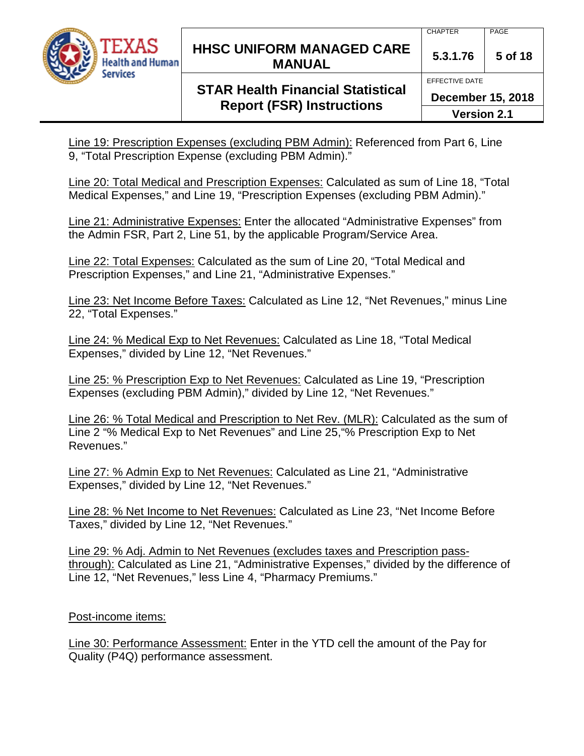Line 19: Prescription Expenses (excluding PBM Admin): Referenced from Part 6, Line 9, "Total Prescription Expense (excluding PBM Admin)."

Line 20: Total Medical and Prescription Expenses: Calculated as sum of Line 18, "Total Medical Expenses," and Line 19, "Prescription Expenses (excluding PBM Admin)."

Line 21: Administrative Expenses: Enter the allocated "Administrative Expenses" from the Admin FSR, Part 2, Line 51, by the applicable Program/Service Area.

Line 22: Total Expenses: Calculated as the sum of Line 20, "Total Medical and Prescription Expenses," and Line 21, "Administrative Expenses."

Line 23: Net Income Before Taxes: Calculated as Line 12, "Net Revenues," minus Line 22, "Total Expenses."

Line 24: % Medical Exp to Net Revenues: Calculated as Line 18, "Total Medical Expenses," divided by Line 12, "Net Revenues."

Line 25: % Prescription Exp to Net Revenues: Calculated as Line 19, "Prescription Expenses (excluding PBM Admin)," divided by Line 12, "Net Revenues."

Line 26: % Total Medical and Prescription to Net Rev. (MLR): Calculated as the sum of Line 2 "% Medical Exp to Net Revenues" and Line 25,"% Prescription Exp to Net Revenues."

Line 27: % Admin Exp to Net Revenues: Calculated as Line 21, "Administrative Expenses," divided by Line 12, "Net Revenues."

Line 28: % Net Income to Net Revenues: Calculated as Line 23, "Net Income Before Taxes," divided by Line 12, "Net Revenues."

Line 29: % Adj. Admin to Net Revenues (excludes taxes and Prescription pass-through): Calculated as Line 21, "Administrative Expenses," divided by the difference of Line 12, "Net Revenues," less Line 4, "Pharmacy Premiums."

Post-income items:

Line 30: Performance Assessment: Enter in the YTD cell the amount of the Pay for Quality (P4Q) performance assessment.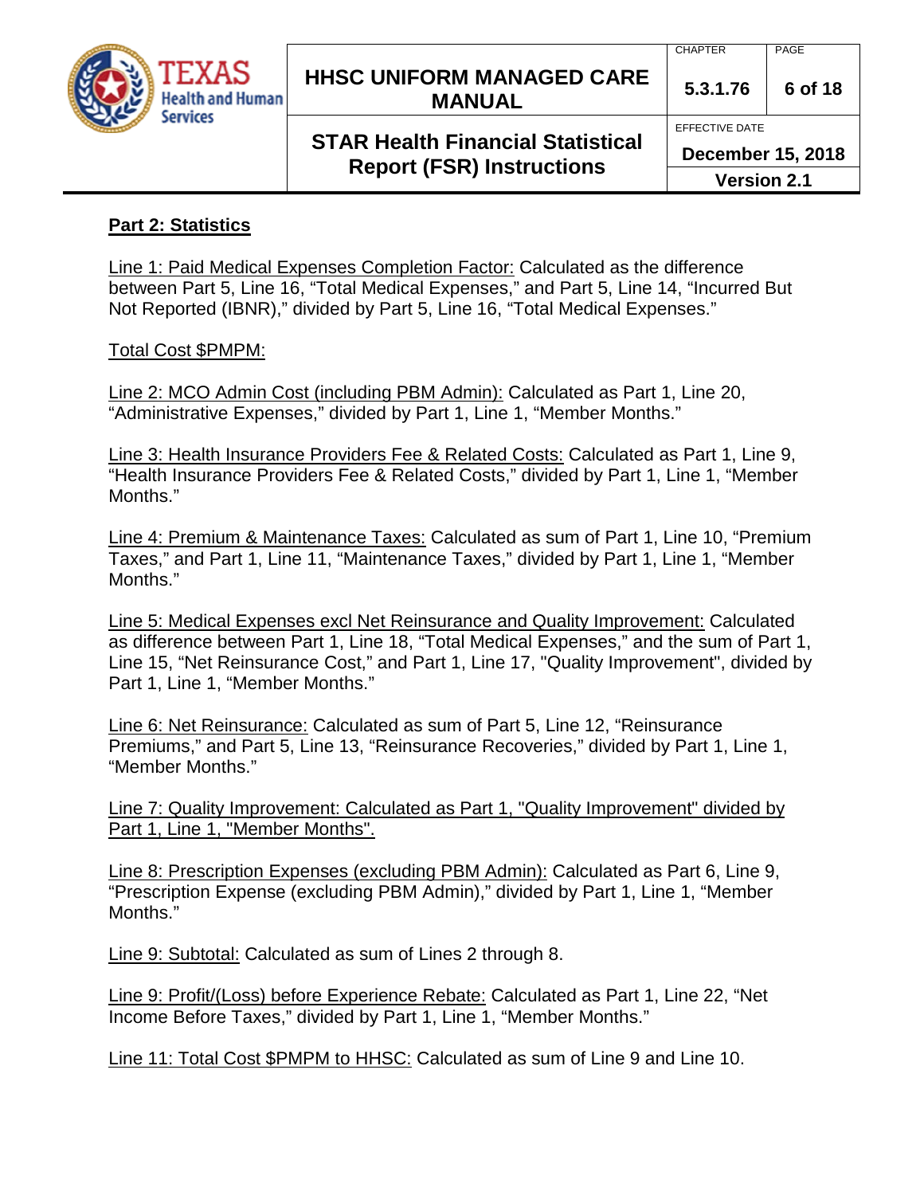## Part 2: Statistics

Line 1: Paid Medical Expenses Completion Factor: Calculated as the difference between Part 5, Line 16, "Total Medical Expenses," and Part 5, Line 14, "Incurred But Not Reported (IBNR)," divided by Part 5, Line 16, "Total Medical Expenses."

Total Cost $PMPM:

Line 2: MCO Admin Cost (including PBM Admin): Calculated as Part 1, Line 20, "Administrative Expenses," divided by Part 1, Line 1, "Member Months."

Line 3: Health Insurance Providers Fee & Related Costs: Calculated as Part 1, Line 9, "Health Insurance Providers Fee & Related Costs," divided by Part 1, Line 1, "Member Months."

Line 4: Premium & Maintenance Taxes: Calculated as sum of Part 1, Line 10, "Premium Taxes," and Part 1, Line 11, "Maintenance Taxes," divided by Part 1, Line 1, "Member Months."

Line 5: Medical Expenses excl Net Reinsurance and Quality Improvement: Calculated as difference between Part 1, Line 18, "Total Medical Expenses," and the sum of Part 1, Line 15, "Net Reinsurance Cost," and Part 1, Line 17, "Quality Improvement", divided by Part 1, Line 1, "Member Months."

Line 6: Net Reinsurance: Calculated as sum of Part 5, Line 12, "Reinsurance Premiums," and Part 5, Line 13, "Reinsurance Recoveries," divided by Part 1, Line 1, "Member Months."

Line 7: Quality Improvement: Calculated as Part 1, "Quality Improvement" divided by Part 1, Line 1, "Member Months".

Line 8: Prescription Expenses (excluding PBM Admin): Calculated as Part 6, Line 9, "Prescription Expense (excluding PBM Admin)," divided by Part 1, Line 1, "Member Months."

Line 9: Subtotal: Calculated as sum of Lines 2 through 8.

Line 9: Profit/(Loss) before Experience Rebate: Calculated as Part 1, Line 22, "Net Income Before Taxes," divided by Part 1, Line 1, "Member Months."

Line 11: Total Cost $PMPM to HHSC: Calculated as sum of Line 9 and Line 10.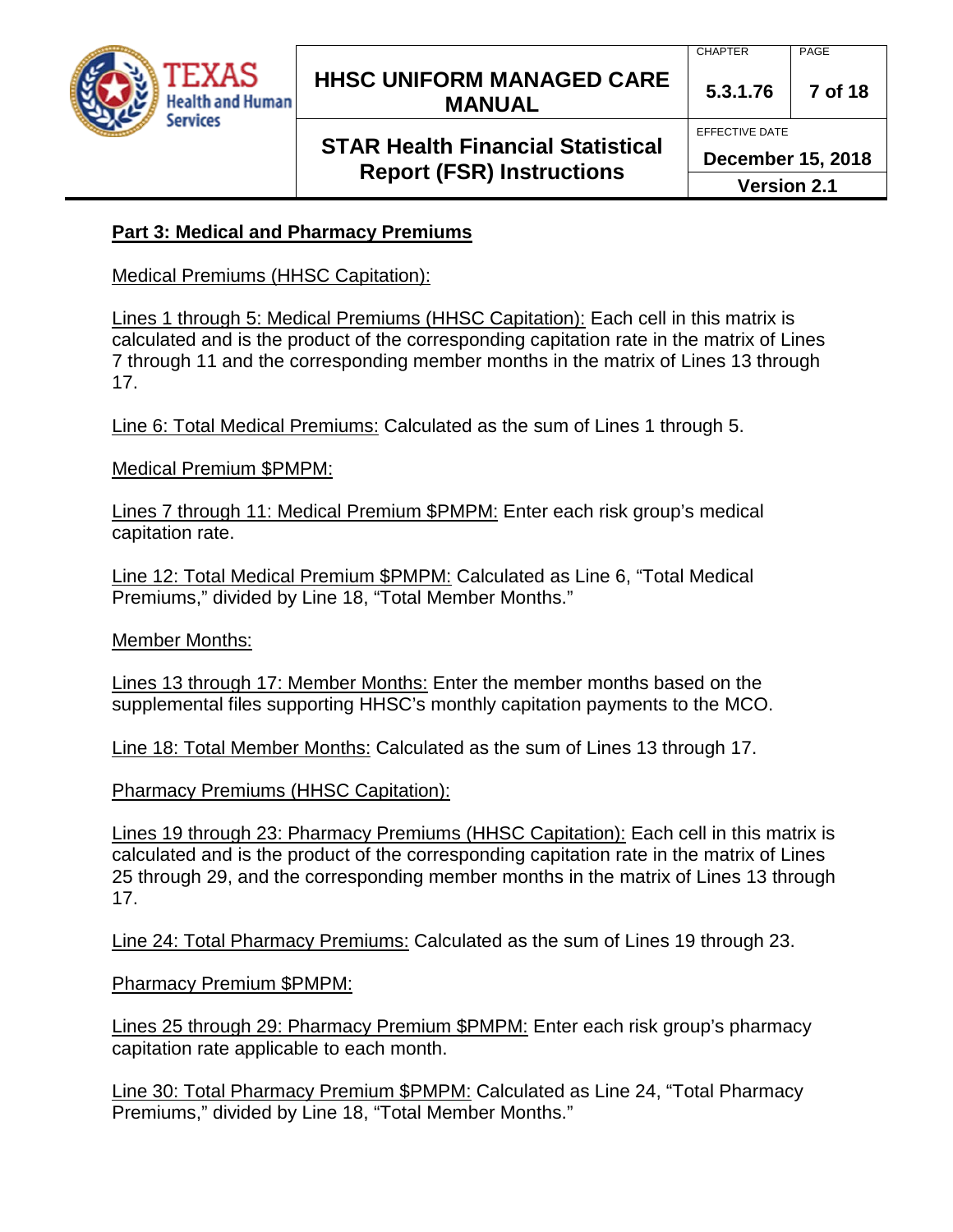## Part 3: Medical and Pharmacy Premiums

Medical Premiums (HHSC Capitation):

Lines 1 through 5: Medical Premiums (HHSC Capitation): Each cell in this matrix is calculated and is the product of the corresponding capitation rate in the matrix of Lines 7 through 11 and the corresponding member months in the matrix of Lines 13 through 17.

Line 6: Total Medical Premiums: Calculated as the sum of Lines 1 through 5.

Medical Premium $PMPM:

Lines 7 through 11: Medical Premium $PMPM: Enter each risk group's medical capitation rate.

Line 12: Total Medical Premium $PMPM: Calculated as Line 6, "Total Medical Premiums," divided by Line 18, "Total Member Months."

Member Months:

Lines 13 through 17: Member Months: Enter the member months based on the supplemental files supporting HHSC's monthly capitation payments to the MCO.

Line 18: Total Member Months: Calculated as the sum of Lines 13 through 17.

Pharmacy Premiums (HHSC Capitation):

Lines 19 through 23: Pharmacy Premiums (HHSC Capitation): Each cell in this matrix is calculated and is the product of the corresponding capitation rate in the matrix of Lines 25 through 29, and the corresponding member months in the matrix of Lines 13 through 17.

Line 24: Total Pharmacy Premiums: Calculated as the sum of Lines 19 through 23.

Pharmacy Premium $PMPM:

Lines 25 through 29: Pharmacy Premium $PMPM: Enter each risk group's pharmacy capitation rate applicable to each month.

Line 30: Total Pharmacy Premium $PMPM: Calculated as Line 24, "Total Pharmacy Premiums," divided by Line 18, "Total Member Months."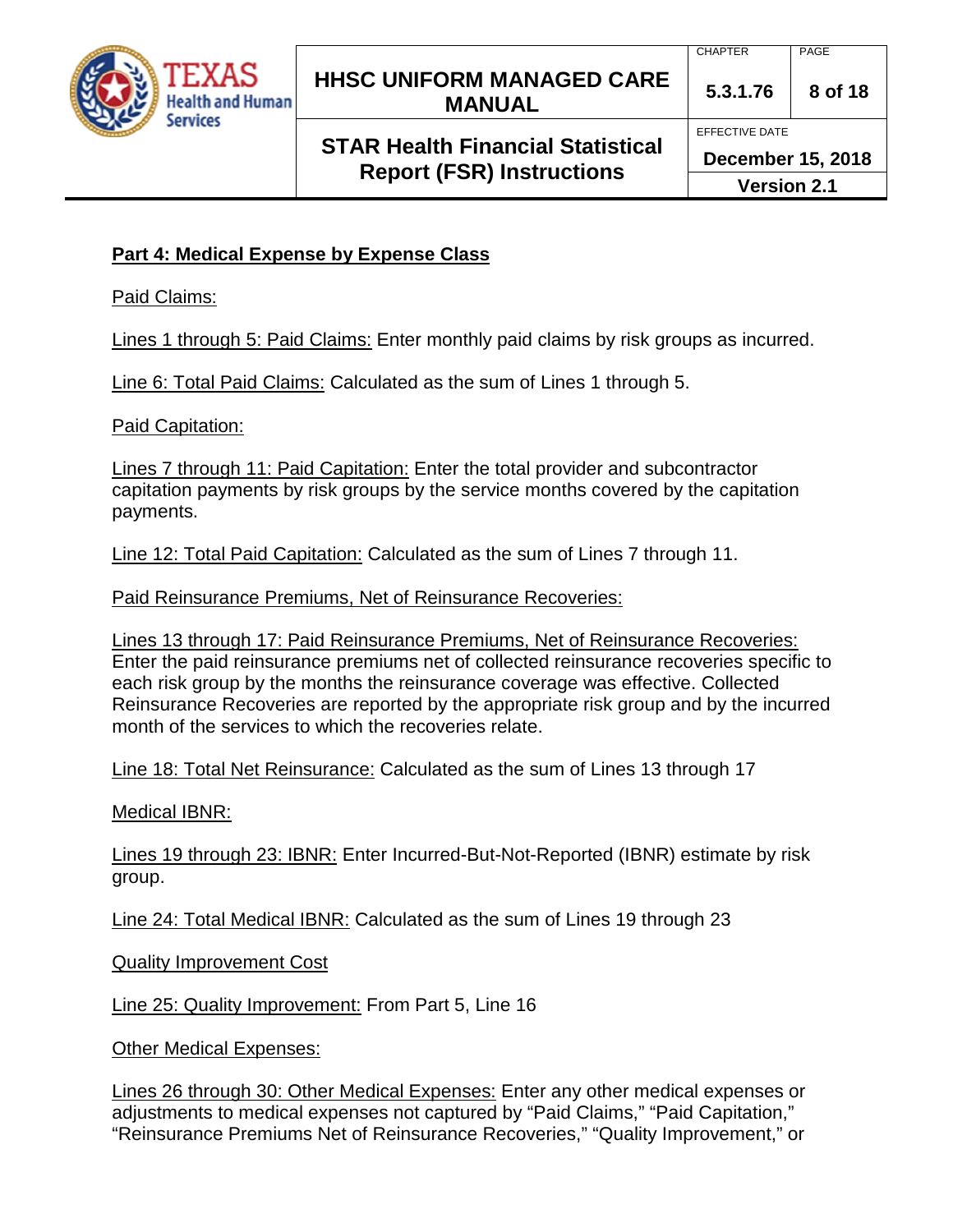## Part 4: Medical Expense by Expense Class

Paid Claims:

Lines 1 through 5: Paid Claims: Enter monthly paid claims by risk groups as incurred.

Line 6: Total Paid Claims: Calculated as the sum of Lines 1 through 5.

Paid Capitation:

Lines 7 through 11: Paid Capitation: Enter the total provider and subcontractor capitation payments by risk groups by the service months covered by the capitation payments.

Line 12: Total Paid Capitation: Calculated as the sum of Lines 7 through 11.

Paid Reinsurance Premiums, Net of Reinsurance Recoveries:

Lines 13 through 17: Paid Reinsurance Premiums, Net of Reinsurance Recoveries: Enter the paid reinsurance premiums net of collected reinsurance recoveries specific to each risk group by the months the reinsurance coverage was effective. Collected Reinsurance Recoveries are reported by the appropriate risk group and by the incurred month of the services to which the recoveries relate.

Line 18: Total Net Reinsurance: Calculated as the sum of Lines 13 through 17

Medical IBNR:

Lines 19 through 23: IBNR: Enter Incurred-But-Not-Reported (IBNR) estimate by risk group.

Line 24: Total Medical IBNR: Calculated as the sum of Lines 19 through 23

Quality Improvement Cost

Line 25: Quality Improvement: From Part 5, Line 16

Other Medical Expenses:

Lines 26 through 30: Other Medical Expenses: Enter any other medical expenses or adjustments to medical expenses not captured by “Paid Claims,” “Paid Capitation,” “Reinsurance Premiums Net of Reinsurance Recoveries,” “Quality Improvement,” or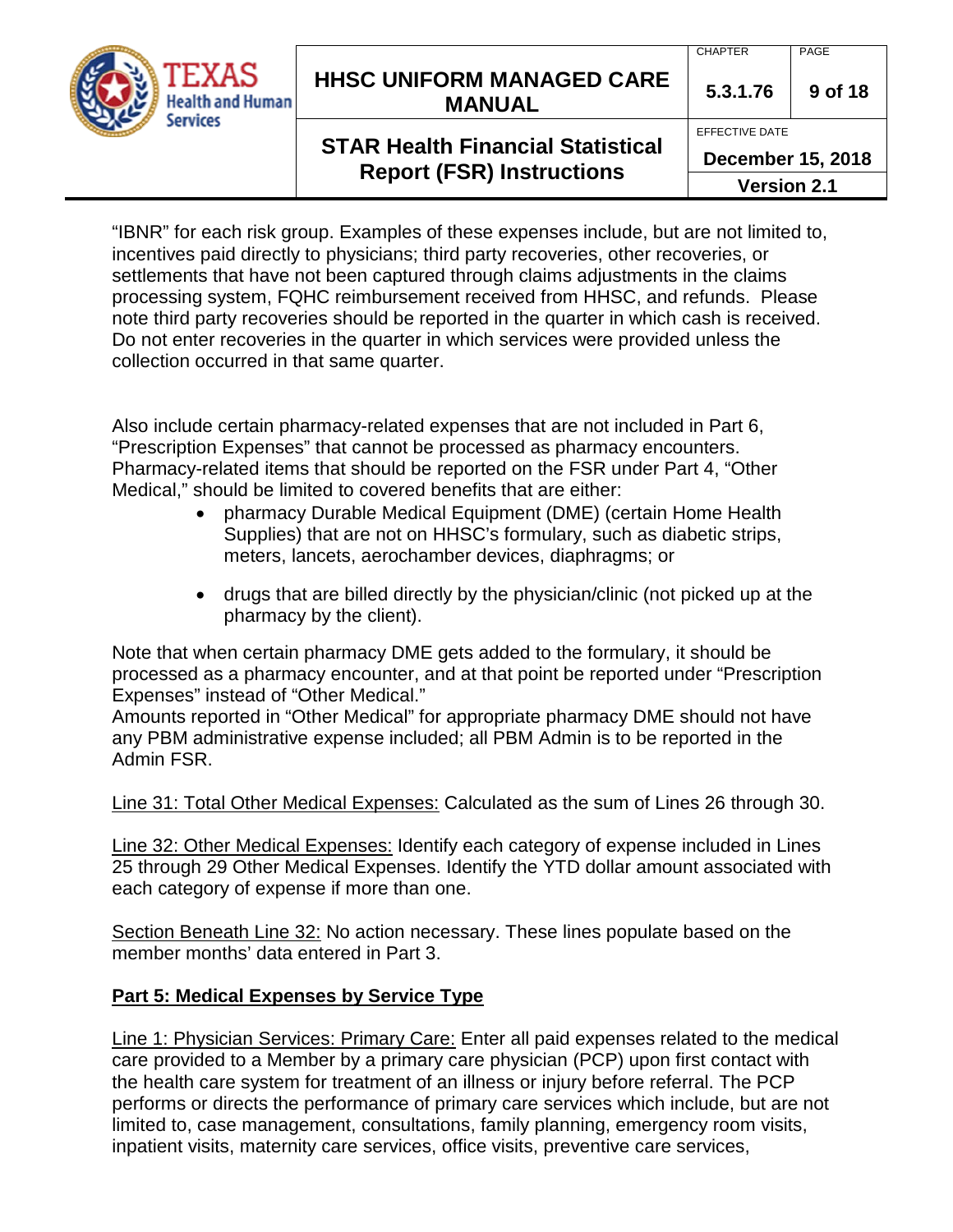"IBNR" for each risk group. Examples of these expenses include, but are not limited to, incentives paid directly to physicians; third party recoveries, other recoveries, or settlements that have not been captured through claims adjustments in the claims processing system, FQHC reimbursement received from HHSC, and refunds. Please note third party recoveries should be reported in the quarter in which cash is received. Do not enter recoveries in the quarter in which services were provided unless the collection occurred in that same quarter.

Also include certain pharmacy-related expenses that are not included in Part 6, "Prescription Expenses" that cannot be processed as pharmacy encounters. Pharmacy-related items that should be reported on the FSR under Part 4, "Other Medical," should be limited to covered benefits that are either:

- pharmacy Durable Medical Equipment (DME) (certain Home Health Supplies) that are not on HHSC's formulary, such as diabetic strips, meters, lancets, aerochamber devices, diaphragms; or
- drugs that are billed directly by the physician/clinic (not picked up at the pharmacy by the client).

Note that when certain pharmacy DME gets added to the formulary, it should be processed as a pharmacy encounter, and at that point be reported under "Prescription Expenses" instead of "Other Medical."
Amounts reported in "Other Medical" for appropriate pharmacy DME should not have any PBM administrative expense included; all PBM Admin is to be reported in the Admin FSR.

<u>Line 31: Total Other Medical Expenses:</u> Calculated as the sum of Lines 26 through 30.

<u>Line 32: Other Medical Expenses:</u> Identify each category of expense included in Lines 25 through 29 Other Medical Expenses. Identify the YTD dollar amount associated with each category of expense if more than one.

<u>Section Beneath Line 32:</u> No action necessary. These lines populate based on the member months' data entered in Part 3.

## Part 5: Medical Expenses by Service Type

<u>Line 1: Physician Services: Primary Care:</u> Enter all paid expenses related to the medical care provided to a Member by a primary care physician (PCP) upon first contact with the health care system for treatment of an illness or injury before referral. The PCP performs or directs the performance of primary care services which include, but are not limited to, case management, consultations, family planning, emergency room visits, inpatient visits, maternity care services, office visits, preventive care services,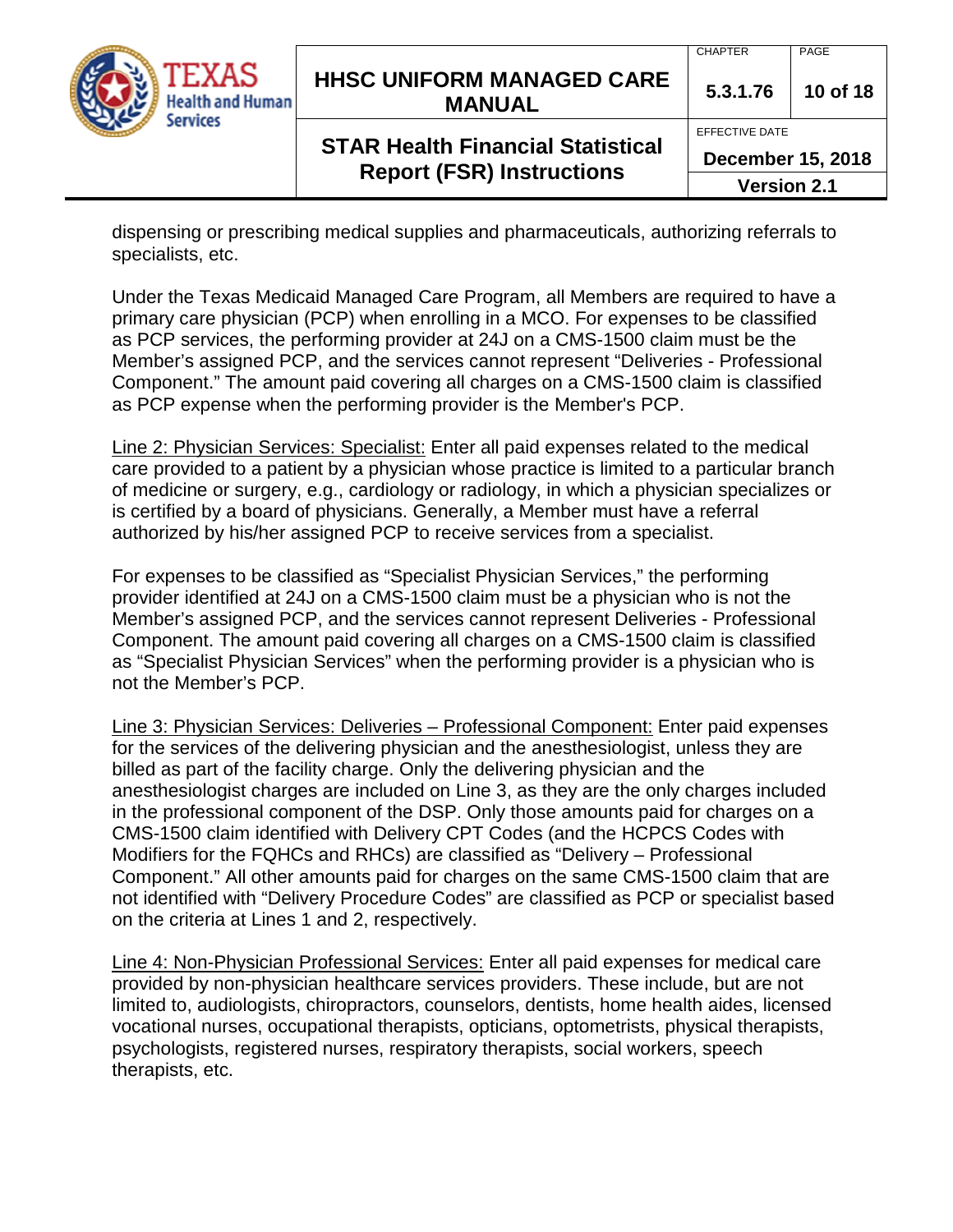dispensing or prescribing medical supplies and pharmaceuticals, authorizing referrals to specialists, etc.

Under the Texas Medicaid Managed Care Program, all Members are required to have a primary care physician (PCP) when enrolling in a MCO. For expenses to be classified as PCP services, the performing provider at 24J on a CMS-1500 claim must be the Member's assigned PCP, and the services cannot represent "Deliveries - Professional Component." The amount paid covering all charges on a CMS-1500 claim is classified as PCP expense when the performing provider is the Member's PCP.

Line 2: Physician Services: Specialist: Enter all paid expenses related to the medical care provided to a patient by a physician whose practice is limited to a particular branch of medicine or surgery, e.g., cardiology or radiology, in which a physician specializes or is certified by a board of physicians. Generally, a Member must have a referral authorized by his/her assigned PCP to receive services from a specialist.

For expenses to be classified as "Specialist Physician Services," the performing provider identified at 24J on a CMS-1500 claim must be a physician who is not the Member's assigned PCP, and the services cannot represent Deliveries - Professional Component. The amount paid covering all charges on a CMS-1500 claim is classified as "Specialist Physician Services" when the performing provider is a physician who is not the Member's PCP.

Line 3: Physician Services: Deliveries – Professional Component: Enter paid expenses for the services of the delivering physician and the anesthesiologist, unless they are billed as part of the facility charge. Only the delivering physician and the anesthesiologist charges are included on Line 3, as they are the only charges included in the professional component of the DSP. Only those amounts paid for charges on a CMS-1500 claim identified with Delivery CPT Codes (and the HCPCS Codes with Modifiers for the FQHCs and RHCs) are classified as "Delivery – Professional Component." All other amounts paid for charges on the same CMS-1500 claim that are not identified with "Delivery Procedure Codes" are classified as PCP or specialist based on the criteria at Lines 1 and 2, respectively.

Line 4: Non-Physician Professional Services: Enter all paid expenses for medical care provided by non-physician healthcare services providers. These include, but are not limited to, audiologists, chiropractors, counselors, dentists, home health aides, licensed vocational nurses, occupational therapists, opticians, optometrists, physical therapists, psychologists, registered nurses, respiratory therapists, social workers, speech therapists, etc.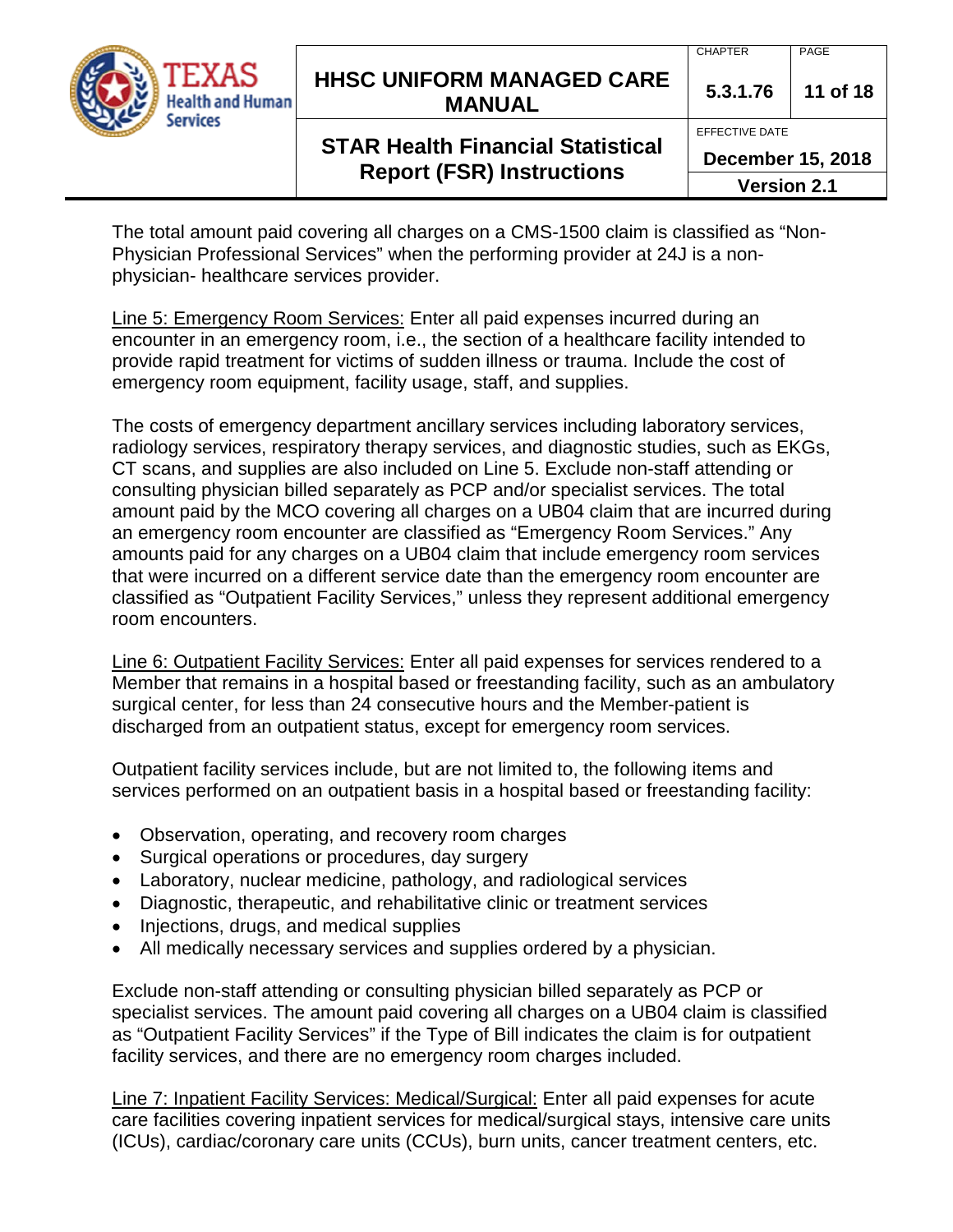The total amount paid covering all charges on a CMS-1500 claim is classified as "Non-Physician Professional Services" when the performing provider at 24J is a non-physician- healthcare services provider.

Line 5: Emergency Room Services: Enter all paid expenses incurred during an encounter in an emergency room, i.e., the section of a healthcare facility intended to provide rapid treatment for victims of sudden illness or trauma. Include the cost of emergency room equipment, facility usage, staff, and supplies.

The costs of emergency department ancillary services including laboratory services, radiology services, respiratory therapy services, and diagnostic studies, such as EKGs, CT scans, and supplies are also included on Line 5. Exclude non-staff attending or consulting physician billed separately as PCP and/or specialist services. The total amount paid by the MCO covering all charges on a UB04 claim that are incurred during an emergency room encounter are classified as "Emergency Room Services." Any amounts paid for any charges on a UB04 claim that include emergency room services that were incurred on a different service date than the emergency room encounter are classified as "Outpatient Facility Services," unless they represent additional emergency room encounters.

Line 6: Outpatient Facility Services: Enter all paid expenses for services rendered to a Member that remains in a hospital based or freestanding facility, such as an ambulatory surgical center, for less than 24 consecutive hours and the Member-patient is discharged from an outpatient status, except for emergency room services.

Outpatient facility services include, but are not limited to, the following items and services performed on an outpatient basis in a hospital based or freestanding facility:

- Observation, operating, and recovery room charges
- Surgical operations or procedures, day surgery
- Laboratory, nuclear medicine, pathology, and radiological services
- Diagnostic, therapeutic, and rehabilitative clinic or treatment services
- Injections, drugs, and medical supplies
- All medically necessary services and supplies ordered by a physician.

Exclude non-staff attending or consulting physician billed separately as PCP or specialist services. The amount paid covering all charges on a UB04 claim is classified as "Outpatient Facility Services" if the Type of Bill indicates the claim is for outpatient facility services, and there are no emergency room charges included.

Line 7: Inpatient Facility Services: Medical/Surgical: Enter all paid expenses for acute care facilities covering inpatient services for medical/surgical stays, intensive care units (ICUs), cardiac/coronary care units (CCUs), burn units, cancer treatment centers, etc.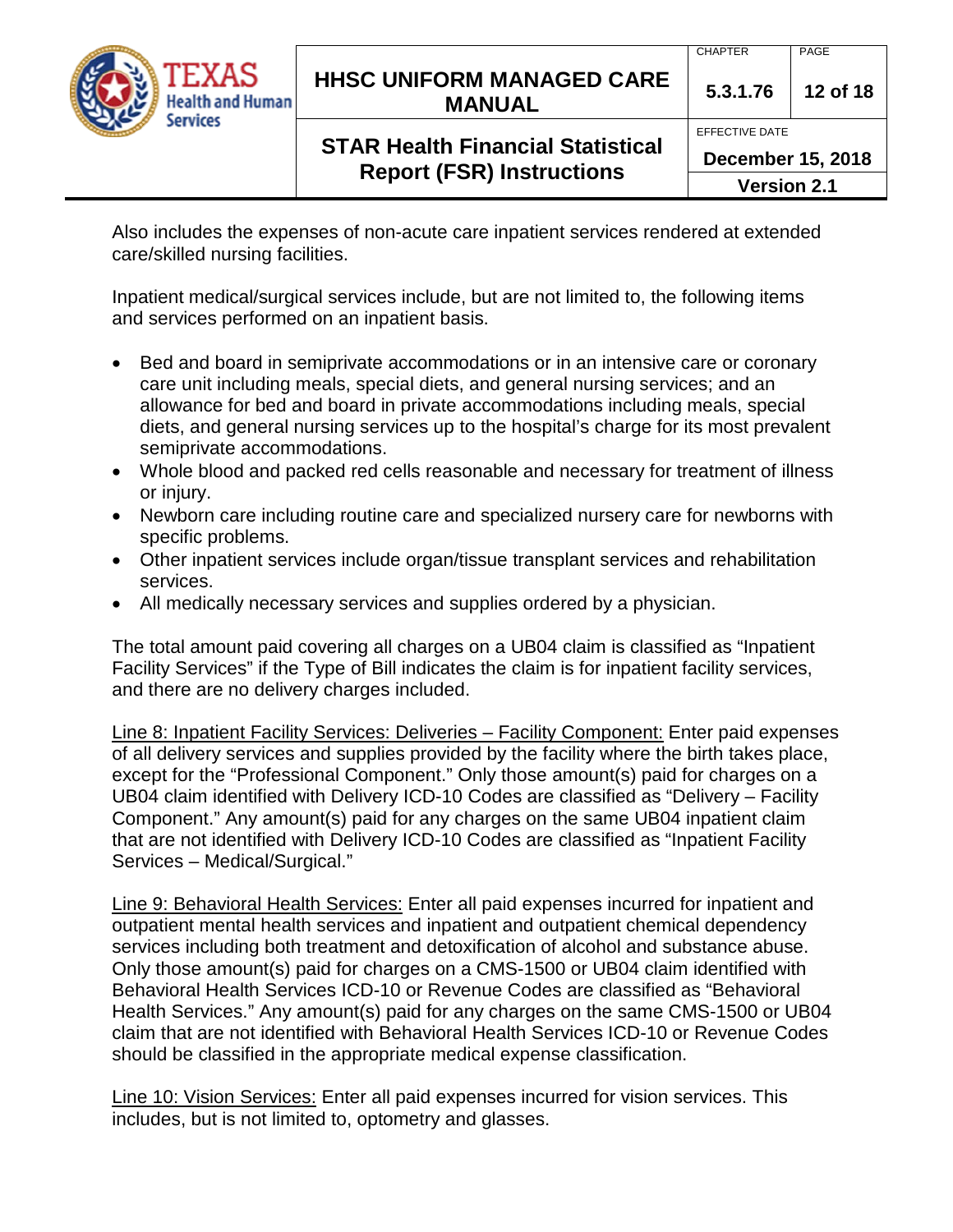Also includes the expenses of non-acute care inpatient services rendered at extended care/skilled nursing facilities.

Inpatient medical/surgical services include, but are not limited to, the following items and services performed on an inpatient basis.

- Bed and board in semiprivate accommodations or in an intensive care or coronary care unit including meals, special diets, and general nursing services; and an allowance for bed and board in private accommodations including meals, special diets, and general nursing services up to the hospital's charge for its most prevalent semiprivate accommodations.
- Whole blood and packed red cells reasonable and necessary for treatment of illness or injury.
- Newborn care including routine care and specialized nursery care for newborns with specific problems.
- Other inpatient services include organ/tissue transplant services and rehabilitation services.
- All medically necessary services and supplies ordered by a physician.

The total amount paid covering all charges on a UB04 claim is classified as "Inpatient Facility Services" if the Type of Bill indicates the claim is for inpatient facility services, and there are no delivery charges included.

<u>Line 8: Inpatient Facility Services: Deliveries – Facility Component:</u> Enter paid expenses of all delivery services and supplies provided by the facility where the birth takes place, except for the "Professional Component." Only those amount(s) paid for charges on a UB04 claim identified with Delivery ICD-10 Codes are classified as "Delivery – Facility Component." Any amount(s) paid for any charges on the same UB04 inpatient claim that are not identified with Delivery ICD-10 Codes are classified as "Inpatient Facility Services – Medical/Surgical."

<u>Line 9: Behavioral Health Services:</u> Enter all paid expenses incurred for inpatient and outpatient mental health services and inpatient and outpatient chemical dependency services including both treatment and detoxification of alcohol and substance abuse. Only those amount(s) paid for charges on a CMS-1500 or UB04 claim identified with Behavioral Health Services ICD-10 or Revenue Codes are classified as "Behavioral Health Services." Any amount(s) paid for any charges on the same CMS-1500 or UB04 claim that are not identified with Behavioral Health Services ICD-10 or Revenue Codes should be classified in the appropriate medical expense classification.

<u>Line 10: Vision Services:</u> Enter all paid expenses incurred for vision services. This includes, but is not limited to, optometry and glasses.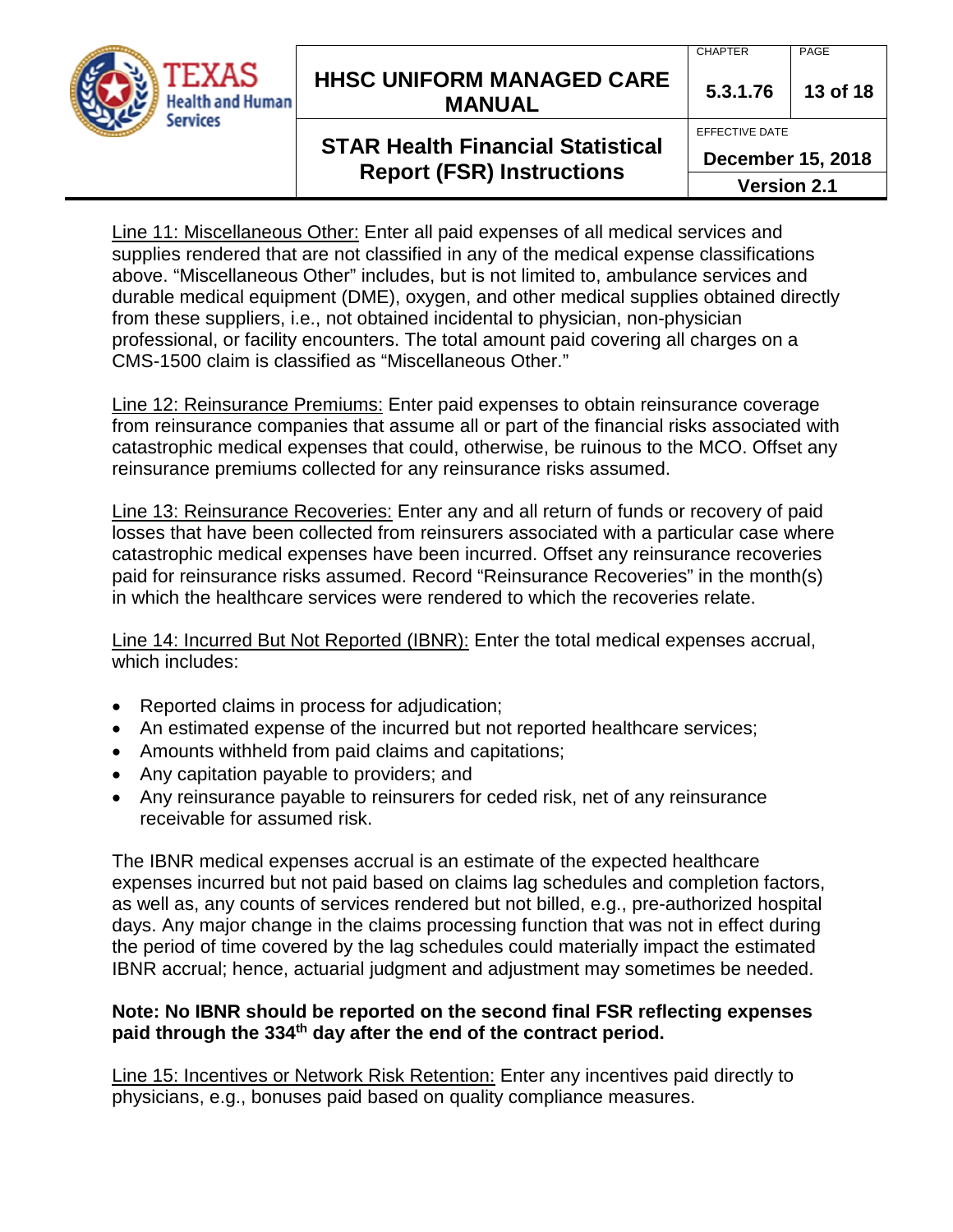Line 11: Miscellaneous Other: Enter all paid expenses of all medical services and supplies rendered that are not classified in any of the medical expense classifications above. "Miscellaneous Other" includes, but is not limited to, ambulance services and durable medical equipment (DME), oxygen, and other medical supplies obtained directly from these suppliers, i.e., not obtained incidental to physician, non-physician professional, or facility encounters. The total amount paid covering all charges on a CMS-1500 claim is classified as "Miscellaneous Other."

Line 12: Reinsurance Premiums: Enter paid expenses to obtain reinsurance coverage from reinsurance companies that assume all or part of the financial risks associated with catastrophic medical expenses that could, otherwise, be ruinous to the MCO. Offset any reinsurance premiums collected for any reinsurance risks assumed.

Line 13: Reinsurance Recoveries: Enter any and all return of funds or recovery of paid losses that have been collected from reinsurers associated with a particular case where catastrophic medical expenses have been incurred. Offset any reinsurance recoveries paid for reinsurance risks assumed. Record "Reinsurance Recoveries" in the month(s) in which the healthcare services were rendered to which the recoveries relate.

Line 14: Incurred But Not Reported (IBNR): Enter the total medical expenses accrual, which includes:

- Reported claims in process for adjudication;
- An estimated expense of the incurred but not reported healthcare services;
- Amounts withheld from paid claims and capitations;
- Any capitation payable to providers; and
- Any reinsurance payable to reinsurers for ceded risk, net of any reinsurance receivable for assumed risk.

The IBNR medical expenses accrual is an estimate of the expected healthcare expenses incurred but not paid based on claims lag schedules and completion factors, as well as, any counts of services rendered but not billed, e.g., pre-authorized hospital days. Any major change in the claims processing function that was not in effect during the period of time covered by the lag schedules could materially impact the estimated IBNR accrual; hence, actuarial judgment and adjustment may sometimes be needed.

**Note: No IBNR should be reported on the second final FSR reflecting expenses paid through the 334th day after the end of the contract period.**

Line 15: Incentives or Network Risk Retention: Enter any incentives paid directly to physicians, e.g., bonuses paid based on quality compliance measures.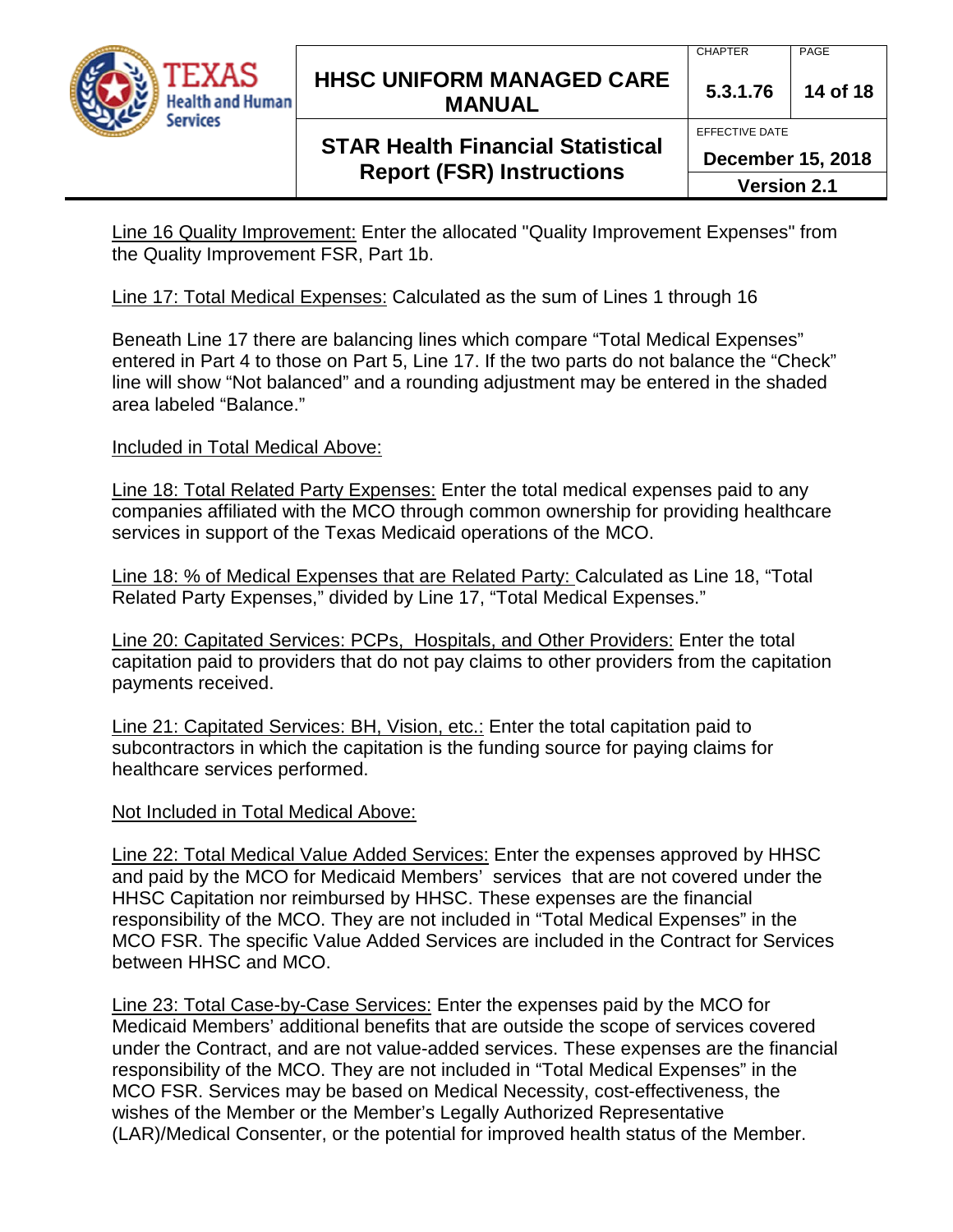Line 16 Quality Improvement: Enter the allocated "Quality Improvement Expenses" from the Quality Improvement FSR, Part 1b.

Line 17: Total Medical Expenses: Calculated as the sum of Lines 1 through 16

Beneath Line 17 there are balancing lines which compare “Total Medical Expenses” entered in Part 4 to those on Part 5, Line 17. If the two parts do not balance the “Check” line will show “Not balanced” and a rounding adjustment may be entered in the shaded area labeled “Balance.”

Included in Total Medical Above:

Line 18: Total Related Party Expenses: Enter the total medical expenses paid to any companies affiliated with the MCO through common ownership for providing healthcare services in support of the Texas Medicaid operations of the MCO.

Line 18: % of Medical Expenses that are Related Party: Calculated as Line 18, “Total Related Party Expenses,” divided by Line 17, “Total Medical Expenses.”

Line 20: Capitated Services: PCPs, Hospitals, and Other Providers: Enter the total capitation paid to providers that do not pay claims to other providers from the capitation payments received.

Line 21: Capitated Services: BH, Vision, etc.: Enter the total capitation paid to subcontractors in which the capitation is the funding source for paying claims for healthcare services performed.

Not Included in Total Medical Above:

Line 22: Total Medical Value Added Services: Enter the expenses approved by HHSC and paid by the MCO for Medicaid Members’ services that are not covered under the HHSC Capitation nor reimbursed by HHSC. These expenses are the financial responsibility of the MCO. They are not included in “Total Medical Expenses” in the MCO FSR. The specific Value Added Services are included in the Contract for Services between HHSC and MCO.

Line 23: Total Case-by-Case Services: Enter the expenses paid by the MCO for Medicaid Members’ additional benefits that are outside the scope of services covered under the Contract, and are not value-added services. These expenses are the financial responsibility of the MCO. They are not included in “Total Medical Expenses” in the MCO FSR. Services may be based on Medical Necessity, cost-effectiveness, the wishes of the Member or the Member’s Legally Authorized Representative (LAR)/Medical Consenter, or the potential for improved health status of the Member.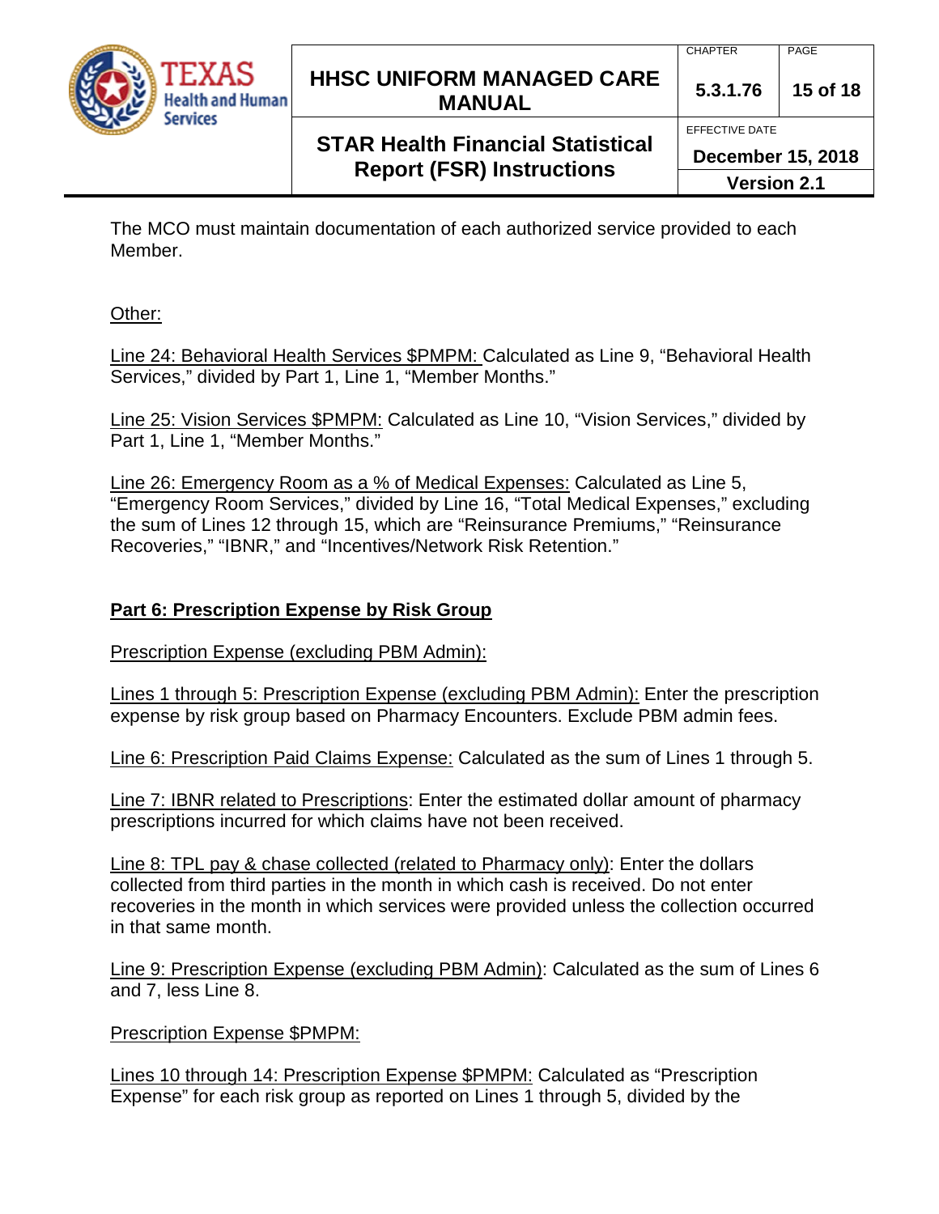The MCO must maintain documentation of each authorized service provided to each Member.

Other:

Line 24: Behavioral Health Services $PMPM: Calculated as Line 9, "Behavioral Health Services," divided by Part 1, Line 1, "Member Months."

Line 25: Vision Services $PMPM: Calculated as Line 10, "Vision Services," divided by Part 1, Line 1, "Member Months."

Line 26: Emergency Room as a % of Medical Expenses: Calculated as Line 5, "Emergency Room Services," divided by Line 16, "Total Medical Expenses," excluding the sum of Lines 12 through 15, which are "Reinsurance Premiums," "Reinsurance Recoveries," "IBNR," and "Incentives/Network Risk Retention."

**Part 6: Prescription Expense by Risk Group**

Prescription Expense (excluding PBM Admin):

Lines 1 through 5: Prescription Expense (excluding PBM Admin): Enter the prescription expense by risk group based on Pharmacy Encounters. Exclude PBM admin fees.

Line 6: Prescription Paid Claims Expense: Calculated as the sum of Lines 1 through 5.

Line 7: IBNR related to Prescriptions: Enter the estimated dollar amount of pharmacy prescriptions incurred for which claims have not been received.

Line 8: TPL pay & chase collected (related to Pharmacy only): Enter the dollars collected from third parties in the month in which cash is received. Do not enter recoveries in the month in which services were provided unless the collection occurred in that same month.

Line 9: Prescription Expense (excluding PBM Admin): Calculated as the sum of Lines 6 and 7, less Line 8.

Prescription Expense $PMPM:

Lines 10 through 14: Prescription Expense $PMPM: Calculated as "Prescription Expense" for each risk group as reported on Lines 1 through 5, divided by the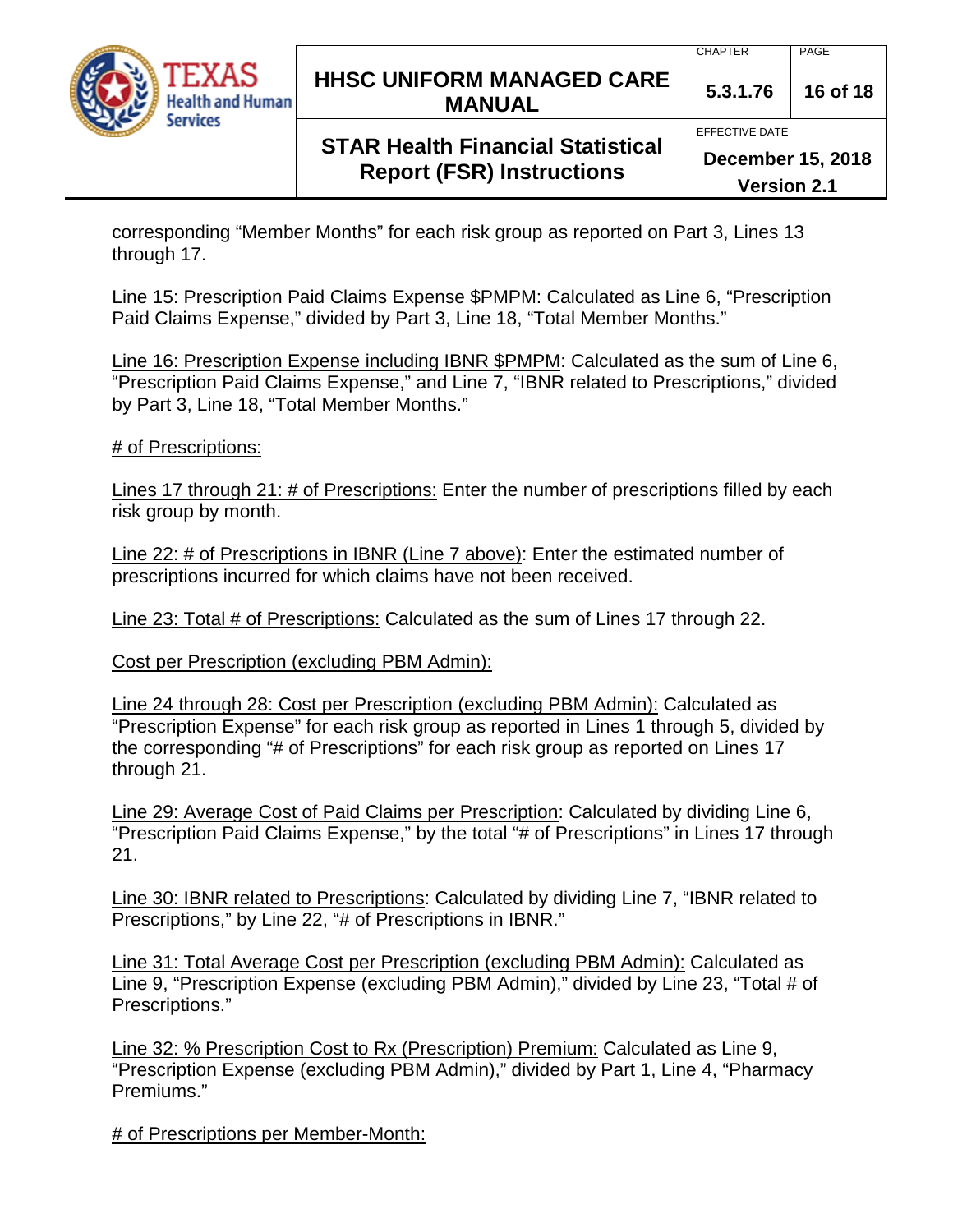corresponding "Member Months" for each risk group as reported on Part 3, Lines 13 through 17.

<u>Line 15: Prescription Paid Claims Expense $PMPM:</u> Calculated as Line 6, "Prescription Paid Claims Expense," divided by Part 3, Line 18, "Total Member Months."

<u>Line 16: Prescription Expense including IBNR $PMPM</u>: Calculated as the sum of Line 6, "Prescription Paid Claims Expense," and Line 7, "IBNR related to Prescriptions," divided by Part 3, Line 18, "Total Member Months."

<u># of Prescriptions:</u>

<u>Lines 17 through 21: # of Prescriptions:</u> Enter the number of prescriptions filled by each risk group by month.

<u>Line 22: # of Prescriptions in IBNR (Line 7 above)</u>: Enter the estimated number of prescriptions incurred for which claims have not been received.

<u>Line 23: Total # of Prescriptions:</u> Calculated as the sum of Lines 17 through 22.

<u>Cost per Prescription (excluding PBM Admin):</u>

<u>Line 24 through 28: Cost per Prescription (excluding PBM Admin):</u> Calculated as "Prescription Expense" for each risk group as reported in Lines 1 through 5, divided by the corresponding "# of Prescriptions" for each risk group as reported on Lines 17 through 21.

<u>Line 29: Average Cost of Paid Claims per Prescription</u>: Calculated by dividing Line 6, "Prescription Paid Claims Expense," by the total "# of Prescriptions" in Lines 17 through 21.

<u>Line 30: IBNR related to Prescriptions</u>: Calculated by dividing Line 7, "IBNR related to Prescriptions," by Line 22, "# of Prescriptions in IBNR."

<u>Line 31: Total Average Cost per Prescription (excluding PBM Admin):</u> Calculated as Line 9, "Prescription Expense (excluding PBM Admin)," divided by Line 23, "Total # of Prescriptions."

<u>Line 32: % Prescription Cost to Rx (Prescription) Premium:</u> Calculated as Line 9, "Prescription Expense (excluding PBM Admin)," divided by Part 1, Line 4, "Pharmacy Premiums."

<u># of Prescriptions per Member-Month:</u>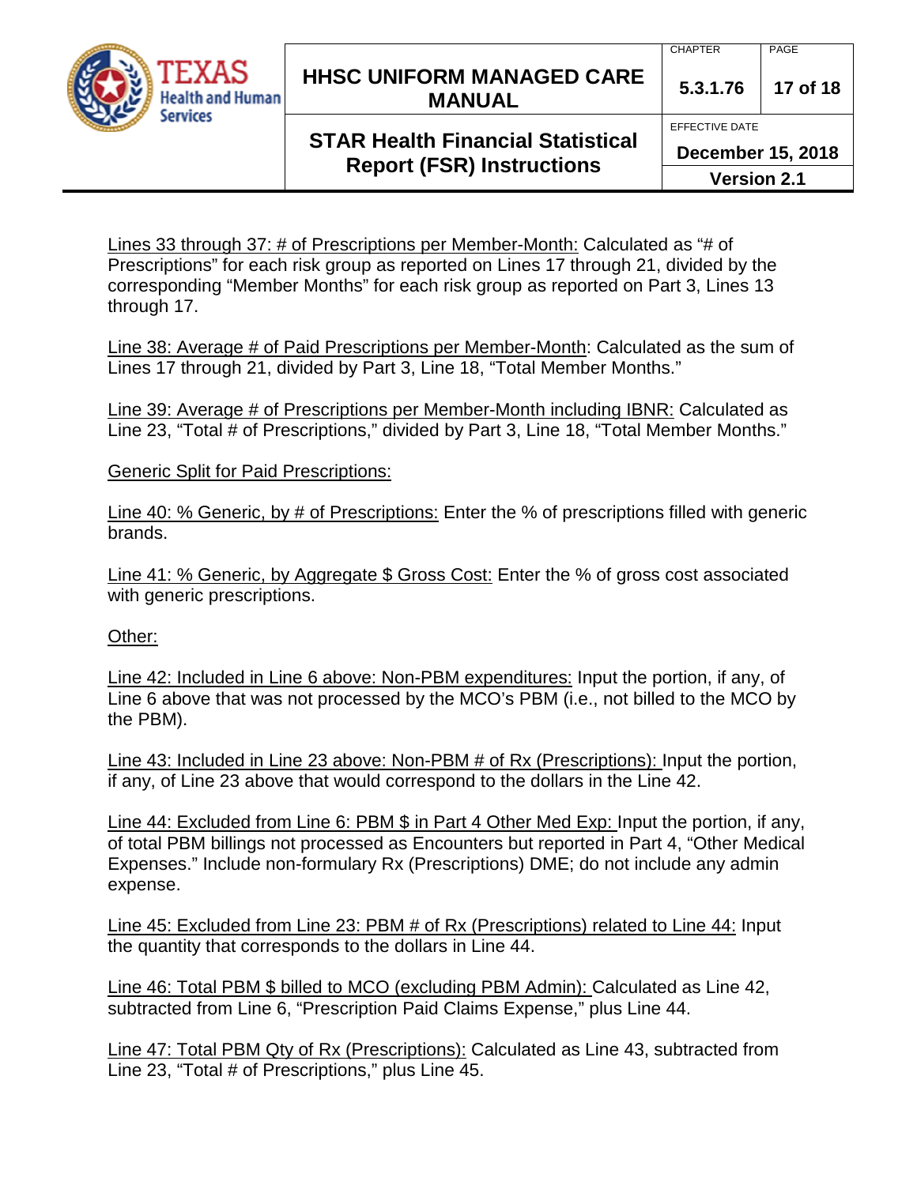Lines 33 through 37: # of Prescriptions per Member-Month: Calculated as "# of Prescriptions" for each risk group as reported on Lines 17 through 21, divided by the corresponding "Member Months" for each risk group as reported on Part 3, Lines 13 through 17.

Line 38: Average # of Paid Prescriptions per Member-Month: Calculated as the sum of Lines 17 through 21, divided by Part 3, Line 18, "Total Member Months."

Line 39: Average # of Prescriptions per Member-Month including IBNR: Calculated as Line 23, "Total # of Prescriptions," divided by Part 3, Line 18, "Total Member Months."

Generic Split for Paid Prescriptions:

Line 40: % Generic, by # of Prescriptions: Enter the % of prescriptions filled with generic brands.

Line 41: % Generic, by Aggregate $ Gross Cost: Enter the % of gross cost associated with generic prescriptions.

Other:

Line 42: Included in Line 6 above: Non-PBM expenditures: Input the portion, if any, of Line 6 above that was not processed by the MCO's PBM (i.e., not billed to the MCO by the PBM).

Line 43: Included in Line 23 above: Non-PBM # of Rx (Prescriptions): Input the portion, if any, of Line 23 above that would correspond to the dollars in the Line 42.

Line 44: Excluded from Line 6: PBM $ in Part 4 Other Med Exp: Input the portion, if any, of total PBM billings not processed as Encounters but reported in Part 4, "Other Medical Expenses." Include non-formulary Rx (Prescriptions) DME; do not include any admin expense.

Line 45: Excluded from Line 23: PBM # of Rx (Prescriptions) related to Line 44: Input the quantity that corresponds to the dollars in Line 44.

Line 46: Total PBM $ billed to MCO (excluding PBM Admin): Calculated as Line 42, subtracted from Line 6, "Prescription Paid Claims Expense," plus Line 44.

Line 47: Total PBM Qty of Rx (Prescriptions): Calculated as Line 43, subtracted from Line 23, "Total # of Prescriptions," plus Line 45.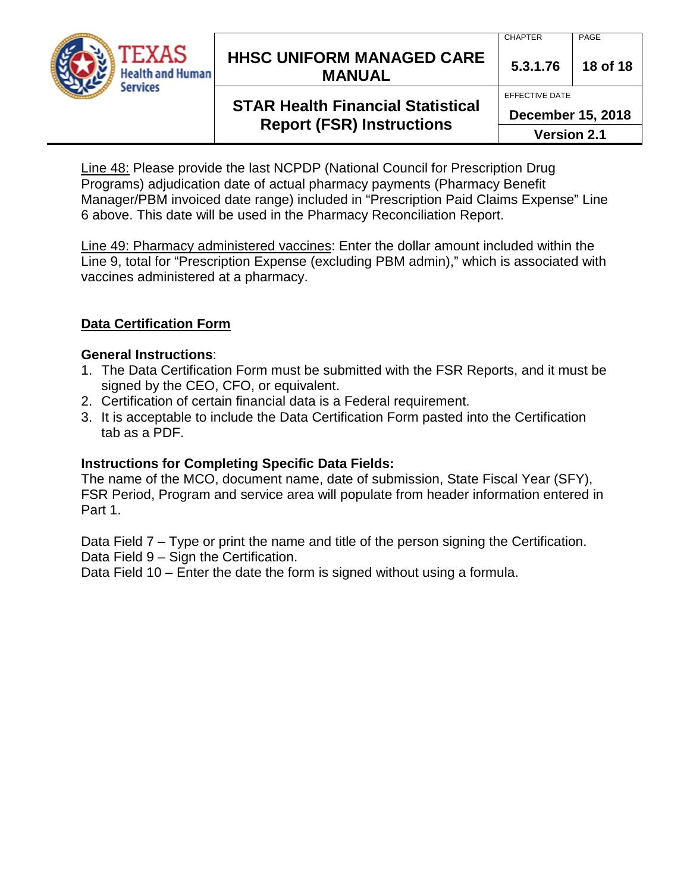Line 48: Please provide the last NCPDP (National Council for Prescription Drug Programs) adjudication date of actual pharmacy payments (Pharmacy Benefit Manager/PBM invoiced date range) included in “Prescription Paid Claims Expense” Line 6 above. This date will be used in the Pharmacy Reconciliation Report.

Line 49: Pharmacy administered vaccines: Enter the dollar amount included within the Line 9, total for “Prescription Expense (excluding PBM admin),” which is associated with vaccines administered at a pharmacy.

## Data Certification Form

**General Instructions**:

1. The Data Certification Form must be submitted with the FSR Reports, and it must be signed by the CEO, CFO, or equivalent.
2. Certification of certain financial data is a Federal requirement.
3. It is acceptable to include the Data Certification Form pasted into the Certification tab as a PDF.

**Instructions for Completing Specific Data Fields:**

The name of the MCO, document name, date of submission, State Fiscal Year (SFY), FSR Period, Program and service area will populate from header information entered in Part 1.

Data Field 7 – Type or print the name and title of the person signing the Certification.
Data Field 9 – Sign the Certification.
Data Field 10 – Enter the date the form is signed without using a formula.